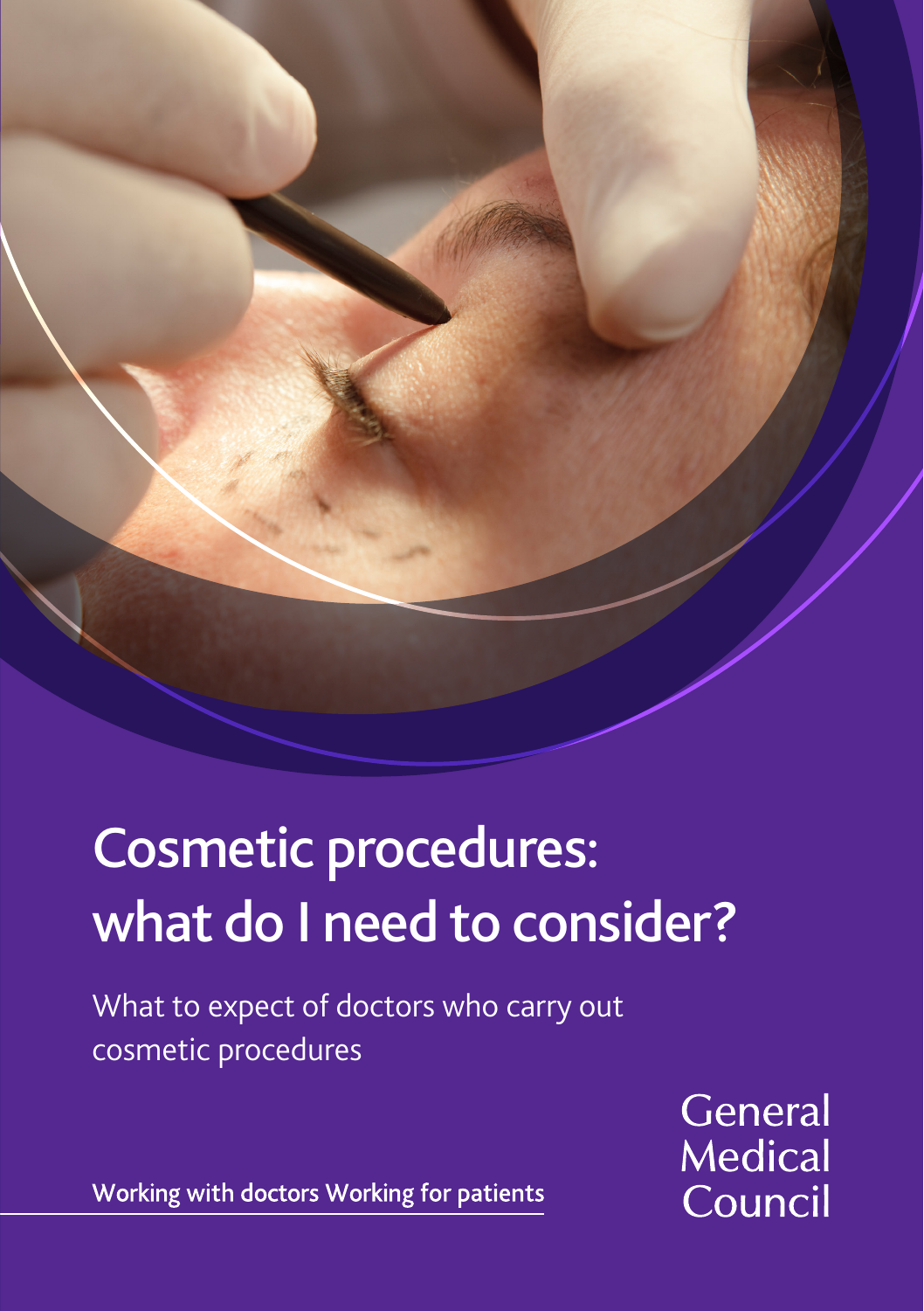# Cosmetic procedures: what do I need to consider?

What to expect of doctors who carry out cosmetic procedures

Working with doctors Working for patients

General Medical Council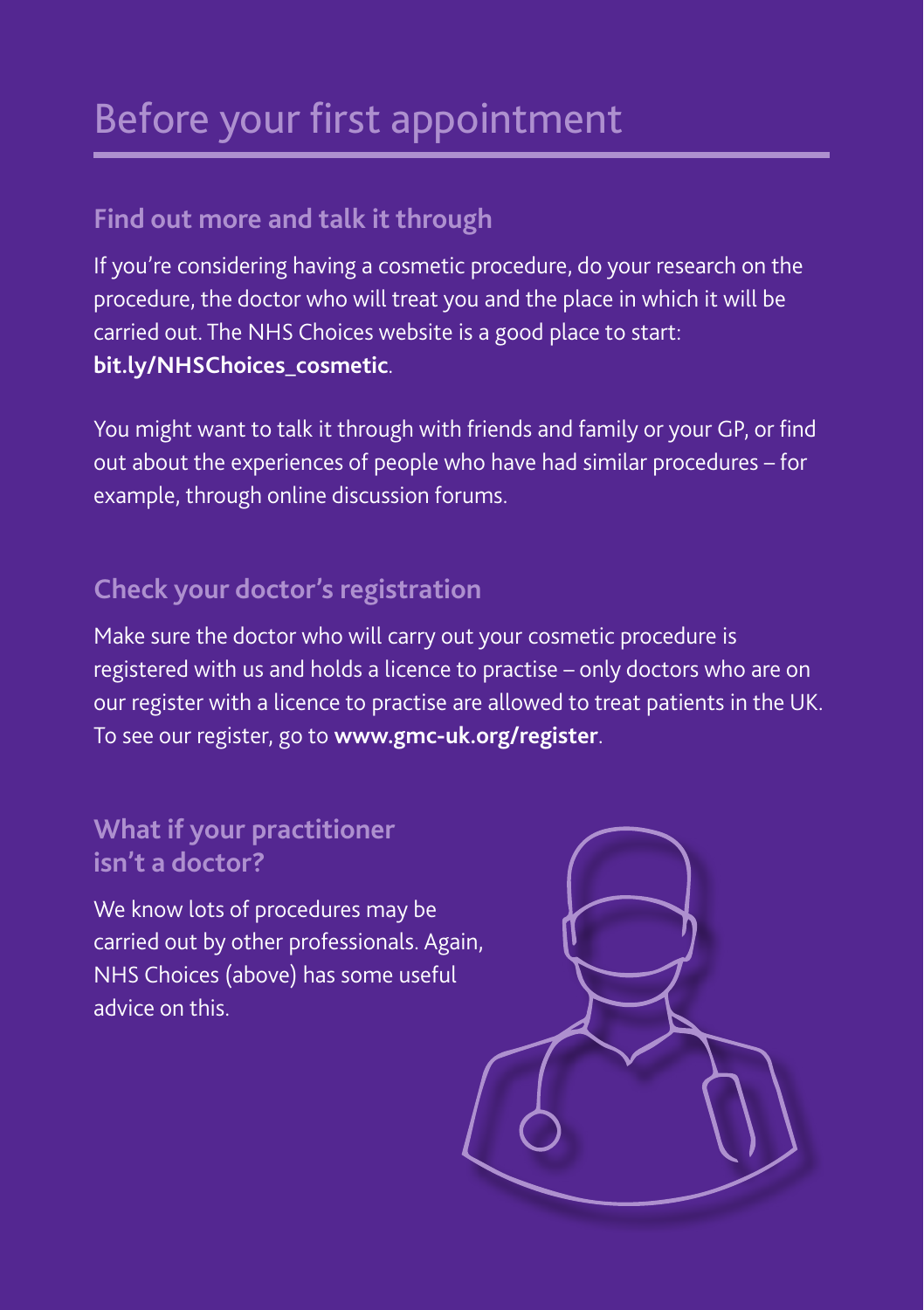# Before your first appointment

## Find out more and talk it through

If you're considering having a cosmetic procedure, do your research on the procedure, the doctor who will treat you and the place in which it will be carried out. The NHS Choices website is a good place to start: **bit.ly/NHSChoices_cosmetic**.

You might want to talk it through with friends and family or your GP, or find out about the experiences of people who have had similar procedures – for example, through online discussion forums.

## Check your doctor's registration

Make sure the doctor who will carry out your cosmetic procedure is registered with us and holds a licence to practise – only doctors who are on our register with a licence to practise are allowed to treat patients in the UK. To see our register, go to **www.gmc-uk.org/register**.

## What if your practitioner isn't a doctor?

We know lots of procedures may be carried out by other professionals. Again, NHS Choices (above) has some useful advice on this.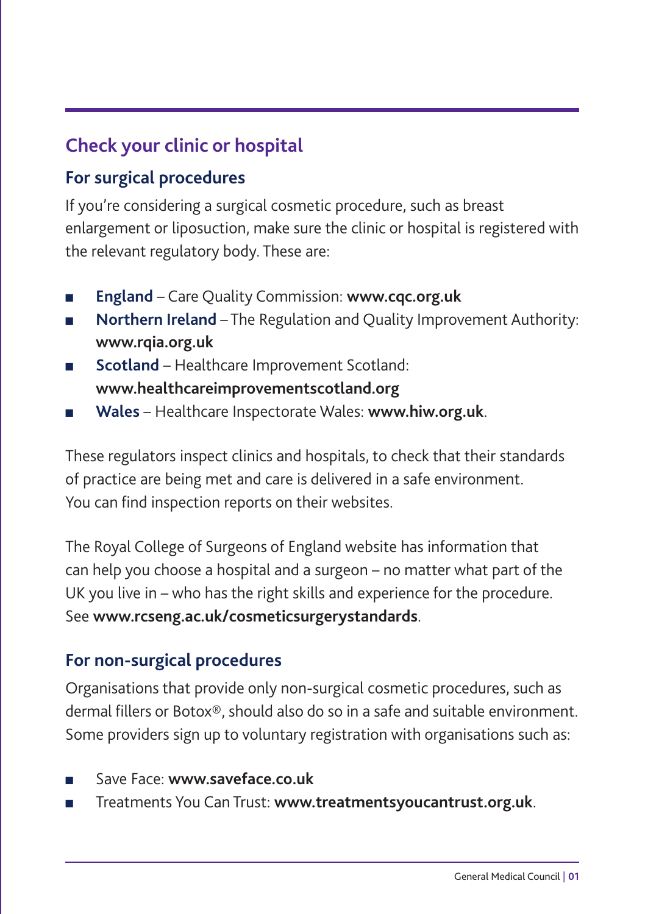## Check your clinic or hospital

### For surgical procedures

If you're considering a surgical cosmetic procedure, such as breast enlargement or liposuction, make sure the clinic or hospital is registered with the relevant regulatory body. These are:

- **England** – Care Quality Commission: **www.cqc.org.uk**
- **Northern Ireland** – The Regulation and Quality Improvement Authority: **www.rqia.org.uk**
- **Scotland** – Healthcare Improvement Scotland: **www.healthcareimprovementscotland.org**
- **Wales** – Healthcare Inspectorate Wales: **www.hiw.org.uk**.

These regulators inspect clinics and hospitals, to check that their standards of practice are being met and care is delivered in a safe environment. You can find inspection reports on their websites.

The Royal College of Surgeons of England website has information that can help you choose a hospital and a surgeon – no matter what part of the UK you live in – who has the right skills and experience for the procedure. See **www.rcseng.ac.uk/cosmeticsurgerystandards**.

### For non-surgical procedures

Organisations that provide only non-surgical cosmetic procedures, such as dermal fillers or Botox®, should also do so in a safe and suitable environment. Some providers sign up to voluntary registration with organisations such as:

- Save Face: **www.saveface.co.uk**
- Treatments You Can Trust: **www.treatmentsyoucantrust.org.uk**.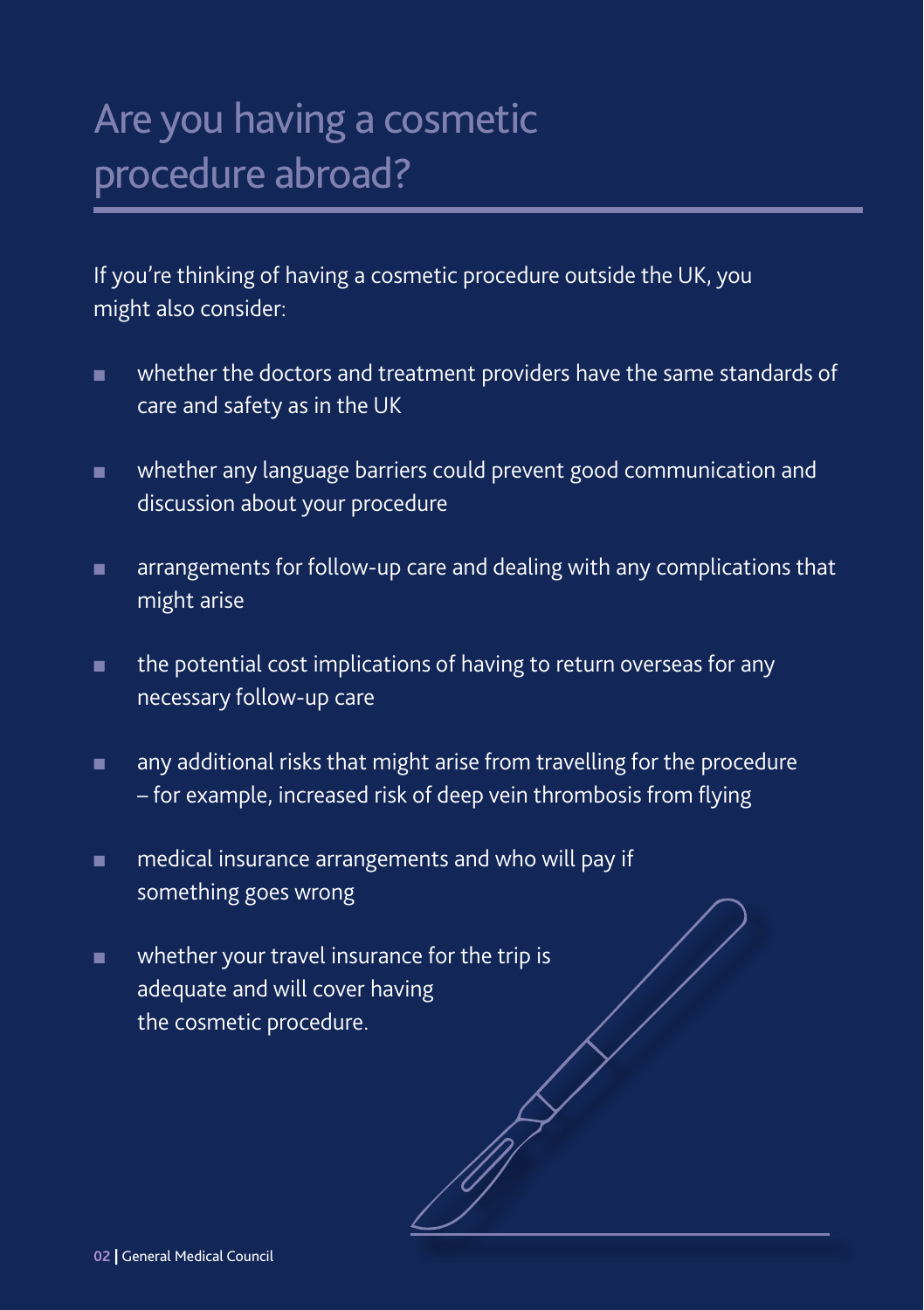# Are you having a cosmetic procedure abroad?

If you're thinking of having a cosmetic procedure outside the UK, you might also consider:

- whether the doctors and treatment providers have the same standards of care and safety as in the UK
- whether any language barriers could prevent good communication and discussion about your procedure
- arrangements for follow-up care and dealing with any complications that might arise
- the potential cost implications of having to return overseas for any necessary follow-up care
- any additional risks that might arise from travelling for the procedure – for example, increased risk of deep vein thrombosis from flying
- medical insurance arrangements and who will pay if something goes wrong
- whether your travel insurance for the trip is adequate and will cover having the cosmetic procedure.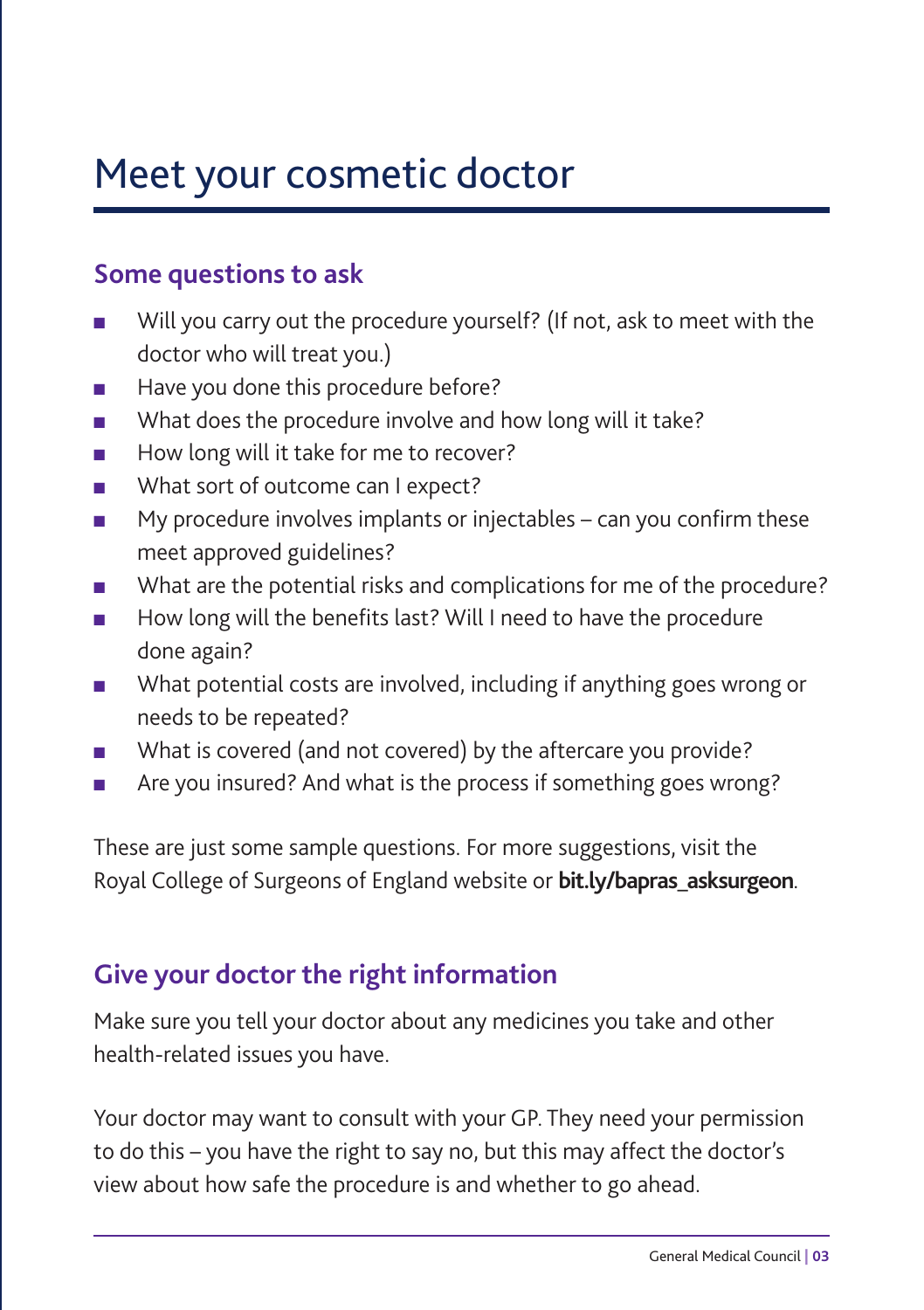# Meet your cosmetic doctor

## Some questions to ask

- Will you carry out the procedure yourself? (If not, ask to meet with the doctor who will treat you.)
- Have you done this procedure before?
- What does the procedure involve and how long will it take?
- How long will it take for me to recover?
- What sort of outcome can I expect?
- My procedure involves implants or injectables – can you confirm these meet approved guidelines?
- What are the potential risks and complications for me of the procedure?
- How long will the benefits last? Will I need to have the procedure done again?
- What potential costs are involved, including if anything goes wrong or needs to be repeated?
- What is covered (and not covered) by the aftercare you provide?
- Are you insured? And what is the process if something goes wrong?

These are just some sample questions. For more suggestions, visit the Royal College of Surgeons of England website or **bit.ly/bapras_asksurgeon**.

## Give your doctor the right information

Make sure you tell your doctor about any medicines you take and other health-related issues you have.

Your doctor may want to consult with your GP. They need your permission to do this – you have the right to say no, but this may affect the doctor's view about how safe the procedure is and whether to go ahead.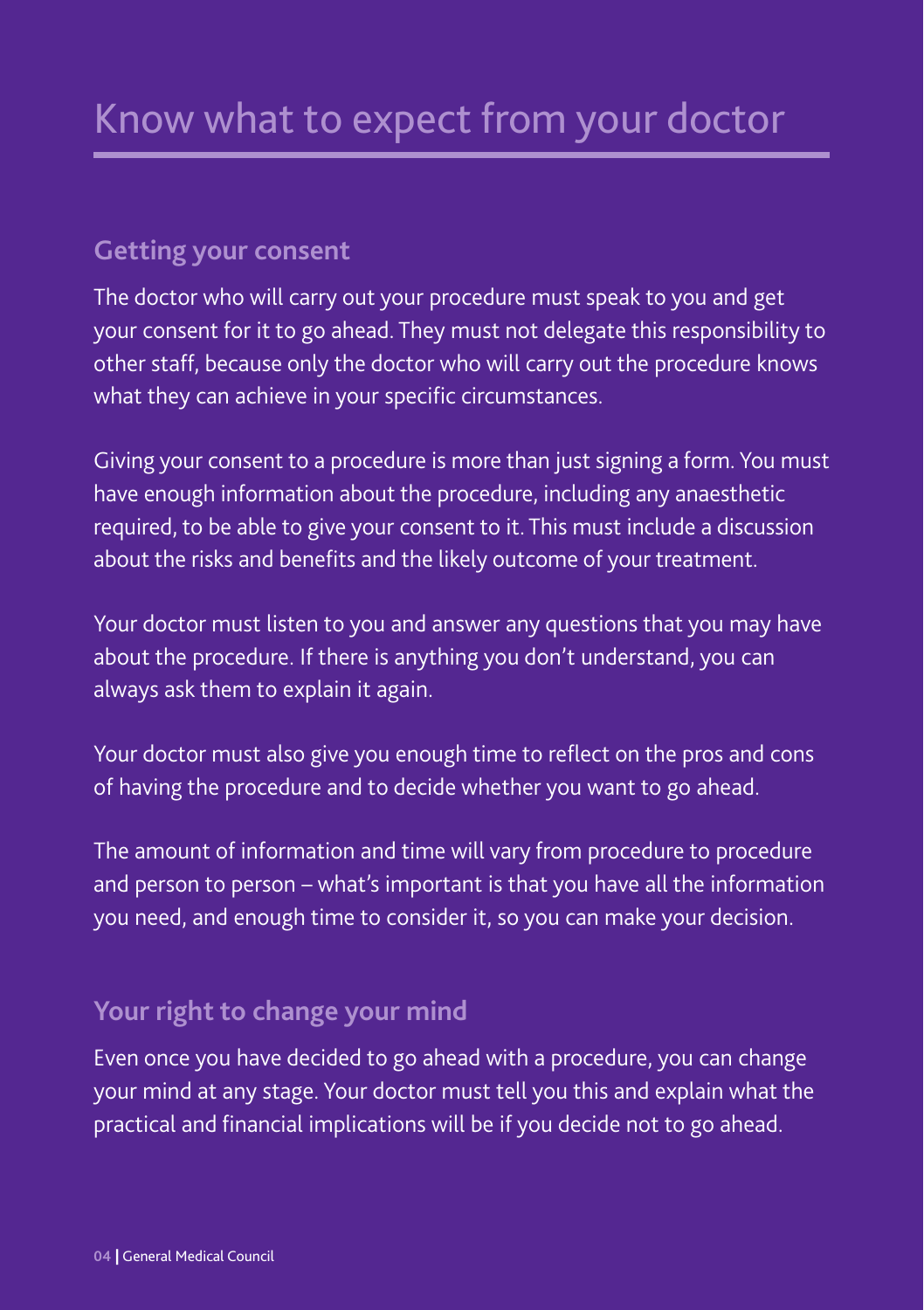# Know what to expect from your doctor

## Getting your consent

The doctor who will carry out your procedure must speak to you and get your consent for it to go ahead. They must not delegate this responsibility to other staff, because only the doctor who will carry out the procedure knows what they can achieve in your specific circumstances.

Giving your consent to a procedure is more than just signing a form. You must have enough information about the procedure, including any anaesthetic required, to be able to give your consent to it. This must include a discussion about the risks and benefits and the likely outcome of your treatment.

Your doctor must listen to you and answer any questions that you may have about the procedure. If there is anything you don't understand, you can always ask them to explain it again.

Your doctor must also give you enough time to reflect on the pros and cons of having the procedure and to decide whether you want to go ahead.

The amount of information and time will vary from procedure to procedure and person to person – what's important is that you have all the information you need, and enough time to consider it, so you can make your decision.

## Your right to change your mind

Even once you have decided to go ahead with a procedure, you can change your mind at any stage. Your doctor must tell you this and explain what the practical and financial implications will be if you decide not to go ahead.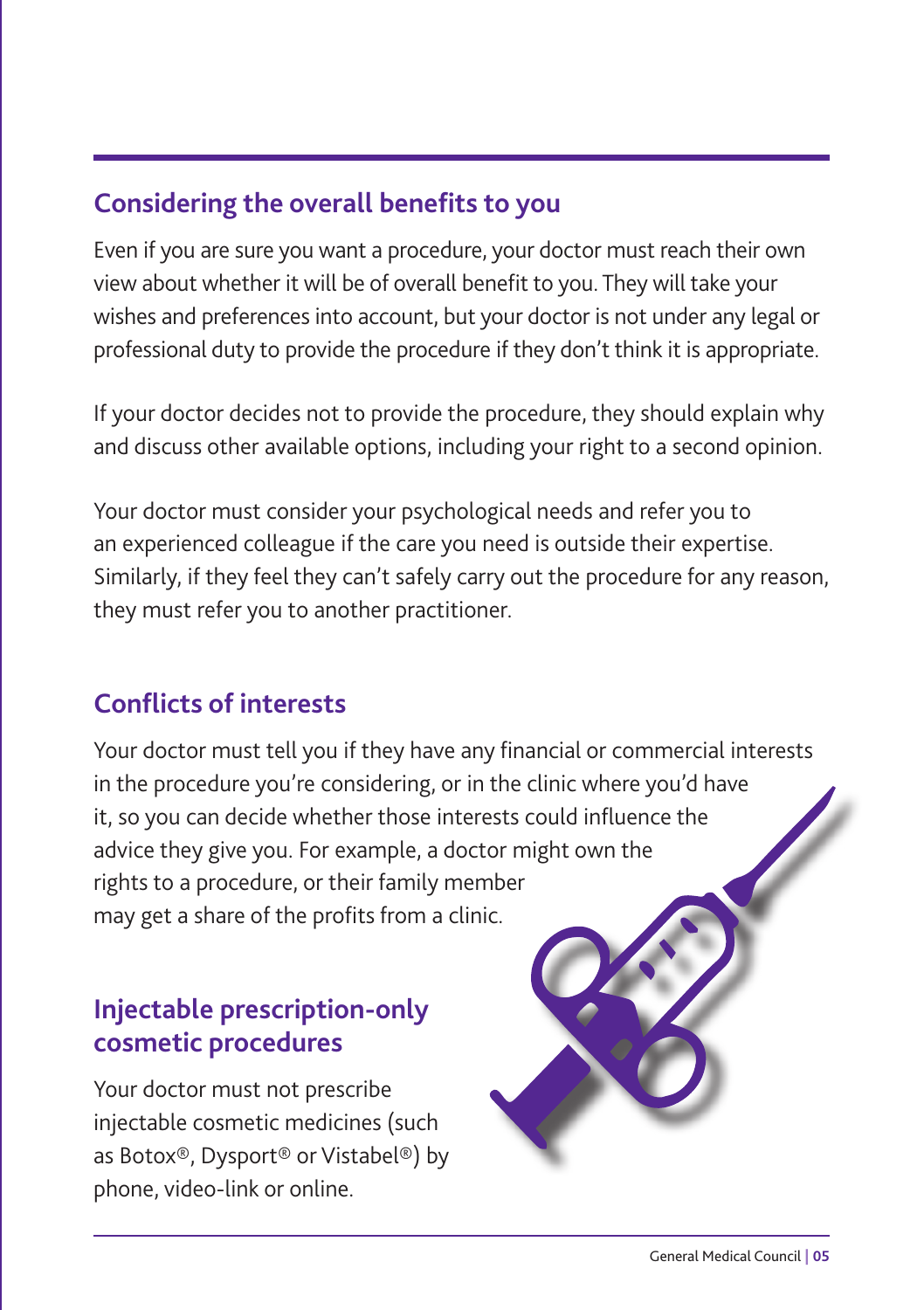## Considering the overall benefits to you

Even if you are sure you want a procedure, your doctor must reach their own view about whether it will be of overall benefit to you. They will take your wishes and preferences into account, but your doctor is not under any legal or professional duty to provide the procedure if they don't think it is appropriate.

If your doctor decides not to provide the procedure, they should explain why and discuss other available options, including your right to a second opinion.

Your doctor must consider your psychological needs and refer you to an experienced colleague if the care you need is outside their expertise. Similarly, if they feel they can't safely carry out the procedure for any reason, they must refer you to another practitioner.

## Conflicts of interests

Your doctor must tell you if they have any financial or commercial interests in the procedure you're considering, or in the clinic where you'd have it, so you can decide whether those interests could influence the advice they give you. For example, a doctor might own the rights to a procedure, or their family member may get a share of the profits from a clinic.

## Injectable prescription-only cosmetic procedures

Your doctor must not prescribe injectable cosmetic medicines (such as Botox®, Dysport® or Vistabel®) by phone, video-link or online.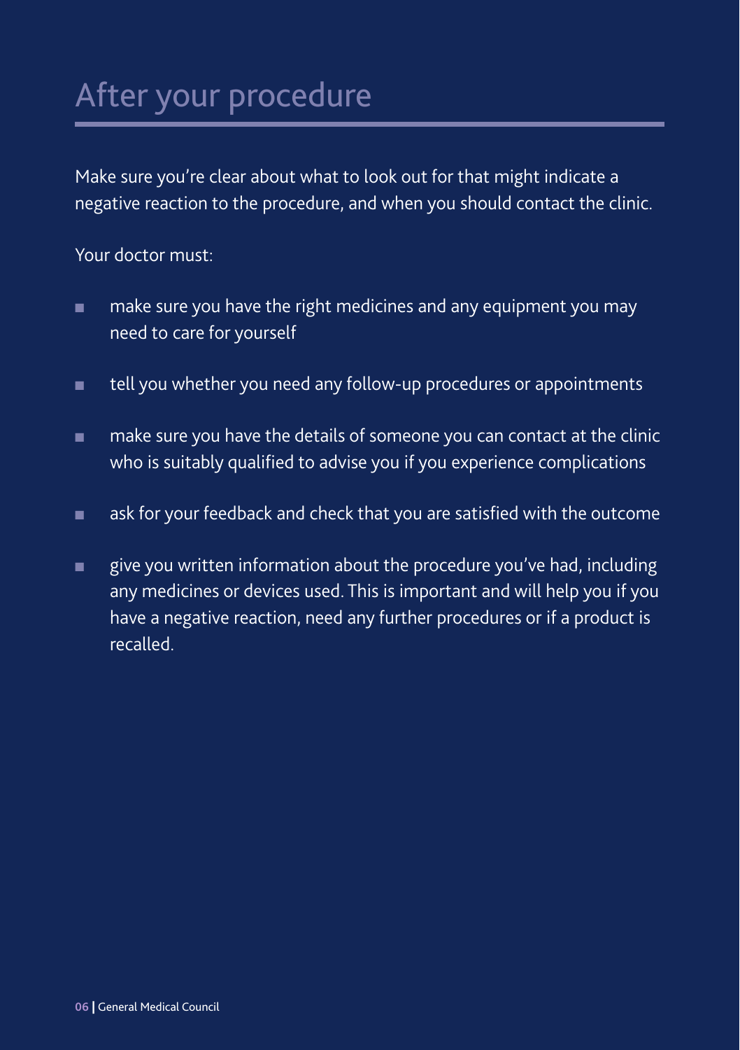# After your procedure

Make sure you're clear about what to look out for that might indicate a negative reaction to the procedure, and when you should contact the clinic.

Your doctor must:

- make sure you have the right medicines and any equipment you may need to care for yourself
- tell you whether you need any follow-up procedures or appointments
- make sure you have the details of someone you can contact at the clinic who is suitably qualified to advise you if you experience complications
- ask for your feedback and check that you are satisfied with the outcome
- give you written information about the procedure you've had, including any medicines or devices used. This is important and will help you if you have a negative reaction, need any further procedures or if a product is recalled.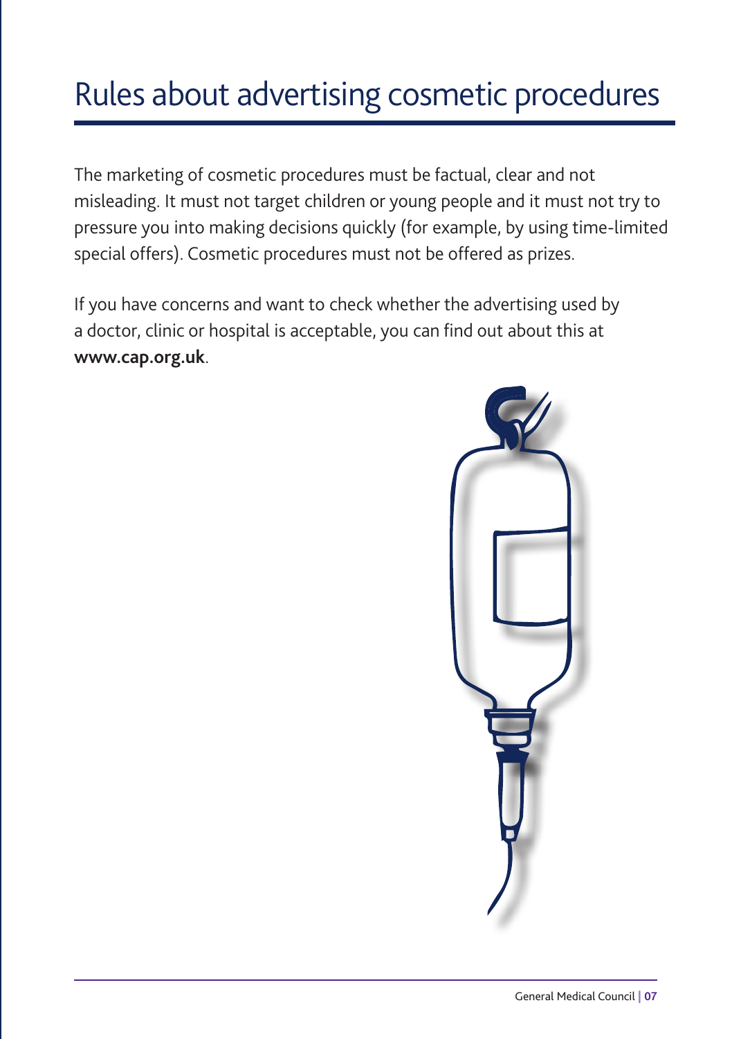# Rules about advertising cosmetic procedures

The marketing of cosmetic procedures must be factual, clear and not misleading. It must not target children or young people and it must not try to pressure you into making decisions quickly (for example, by using time-limited special offers). Cosmetic procedures must not be offered as prizes.

If you have concerns and want to check whether the advertising used by a doctor, clinic or hospital is acceptable, you can find out about this at **www.cap.org.uk**.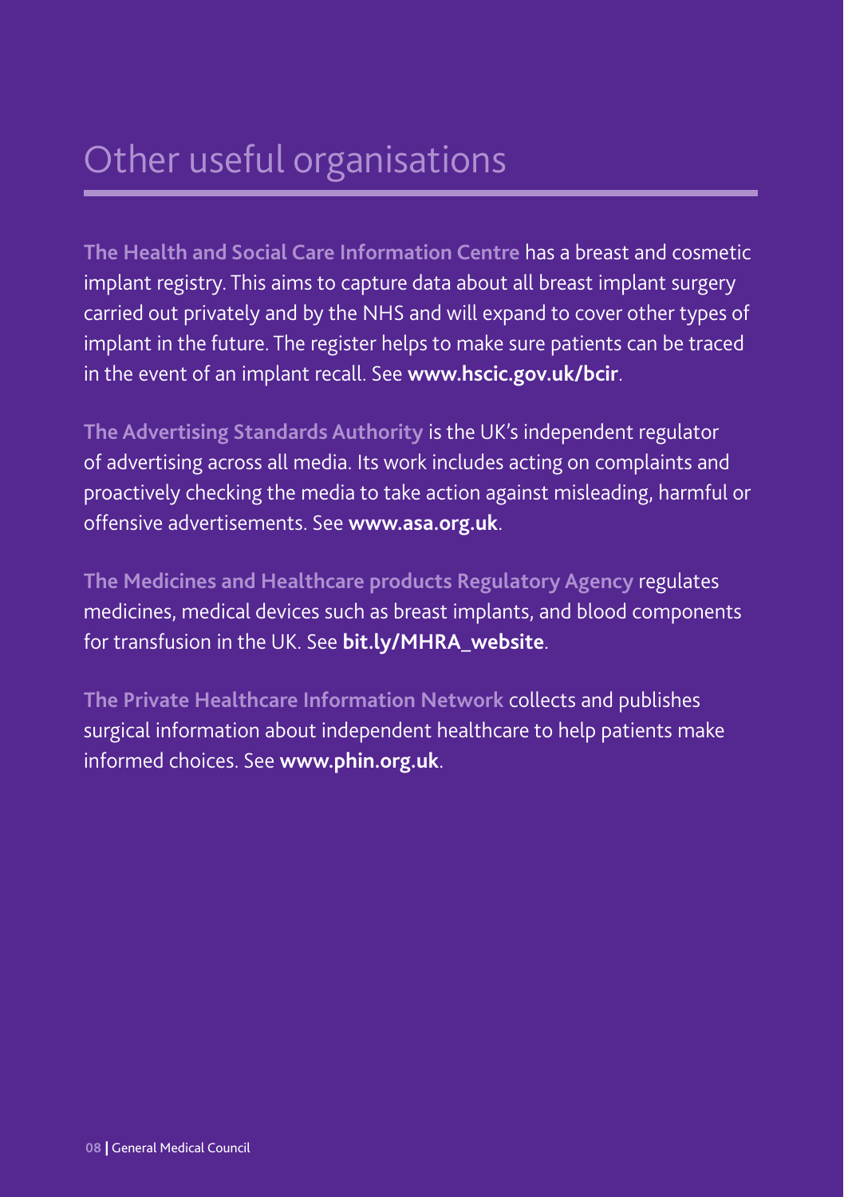# Other useful organisations

**The Health and Social Care Information Centre** has a breast and cosmetic implant registry. This aims to capture data about all breast implant surgery carried out privately and by the NHS and will expand to cover other types of implant in the future. The register helps to make sure patients can be traced in the event of an implant recall. See **www.hscic.gov.uk/bcir**.

**The Advertising Standards Authority** is the UK's independent regulator of advertising across all media. Its work includes acting on complaints and proactively checking the media to take action against misleading, harmful or offensive advertisements. See **www.asa.org.uk**.

**The Medicines and Healthcare products Regulatory Agency** regulates medicines, medical devices such as breast implants, and blood components for transfusion in the UK. See **bit.ly/MHRA_website**.

**The Private Healthcare Information Network** collects and publishes surgical information about independent healthcare to help patients make informed choices. See **www.phin.org.uk**.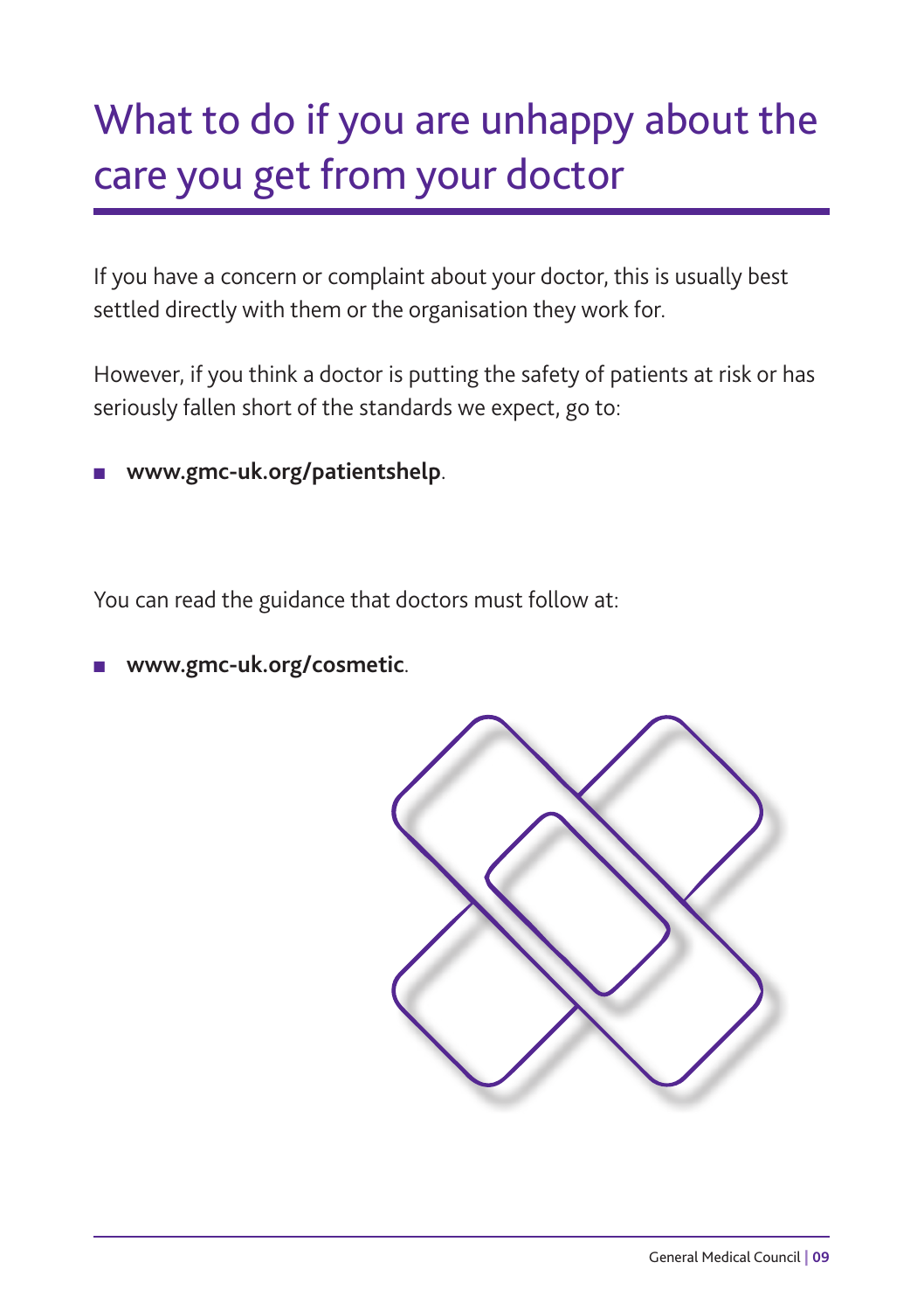# What to do if you are unhappy about the care you get from your doctor

If you have a concern or complaint about your doctor, this is usually best settled directly with them or the organisation they work for.

However, if you think a doctor is putting the safety of patients at risk or has seriously fallen short of the standards we expect, go to:

- **www.gmc-uk.org/patientshelp**.

You can read the guidance that doctors must follow at:

- **www.gmc-uk.org/cosmetic**.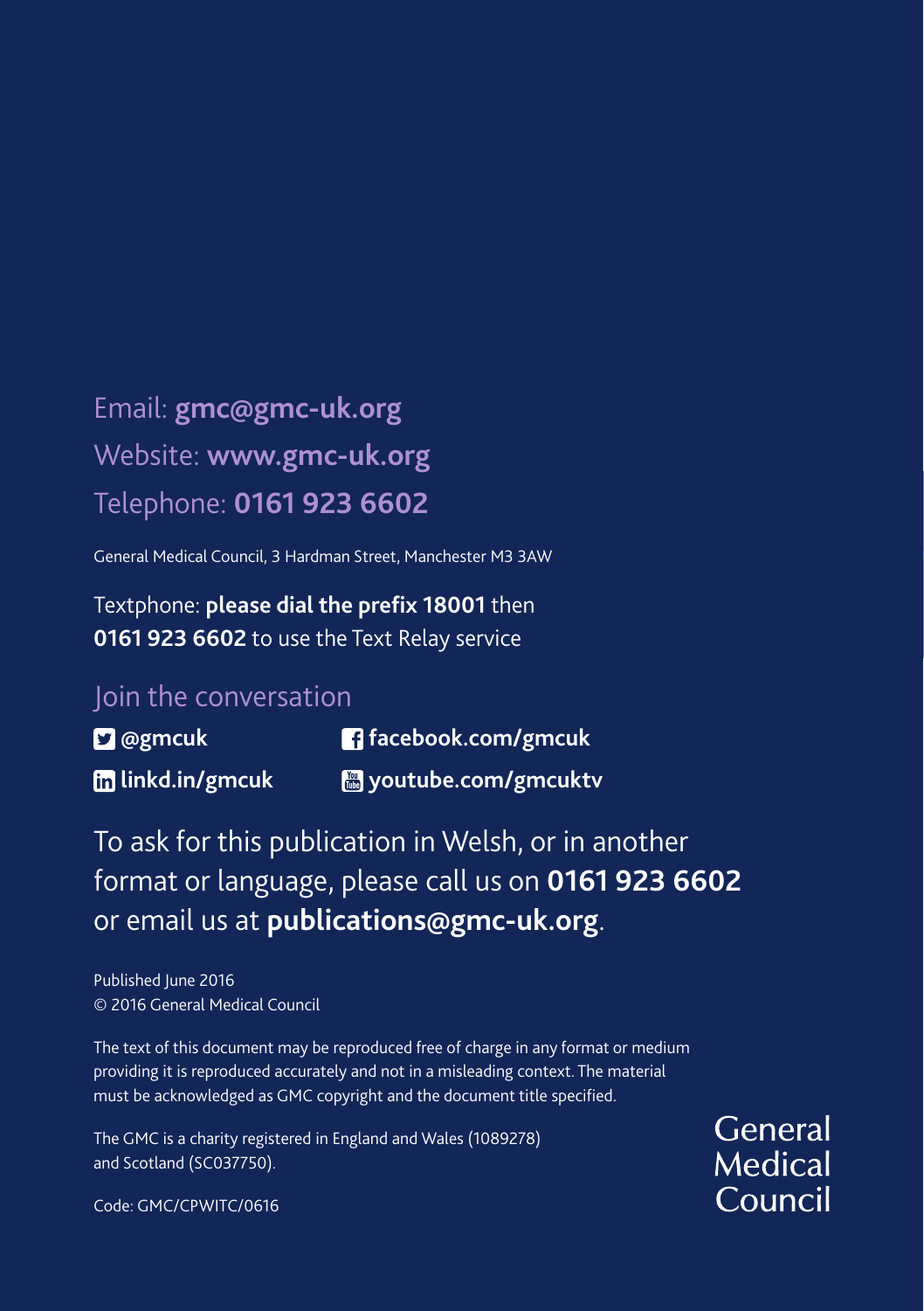Email: **gmc@gmc-uk.org**

Website: **www.gmc-uk.org**

Telephone: **0161 923 6602**

General Medical Council, 3 Hardman Street, Manchester M3 3AW

Textphone: **please dial the prefix 18001** then **0161 923 6602** to use the Text Relay service

## Join the conversation

**@gmcuk**

**facebook.com/gmcuk**

**linkd.in/gmcuk**

**youtube.com/gmcuktv**

To ask for this publication in Welsh, or in another format or language, please call us on **0161 923 6602** or email us at **publications@gmc-uk.org**.

Published June 2016
© 2016 General Medical Council

The text of this document may be reproduced free of charge in any format or medium providing it is reproduced accurately and not in a misleading context. The material must be acknowledged as GMC copyright and the document title specified.

The GMC is a charity registered in England and Wales (1089278) and Scotland (SC037750).

Code: GMC/CPWITC/0616

General Medical Council